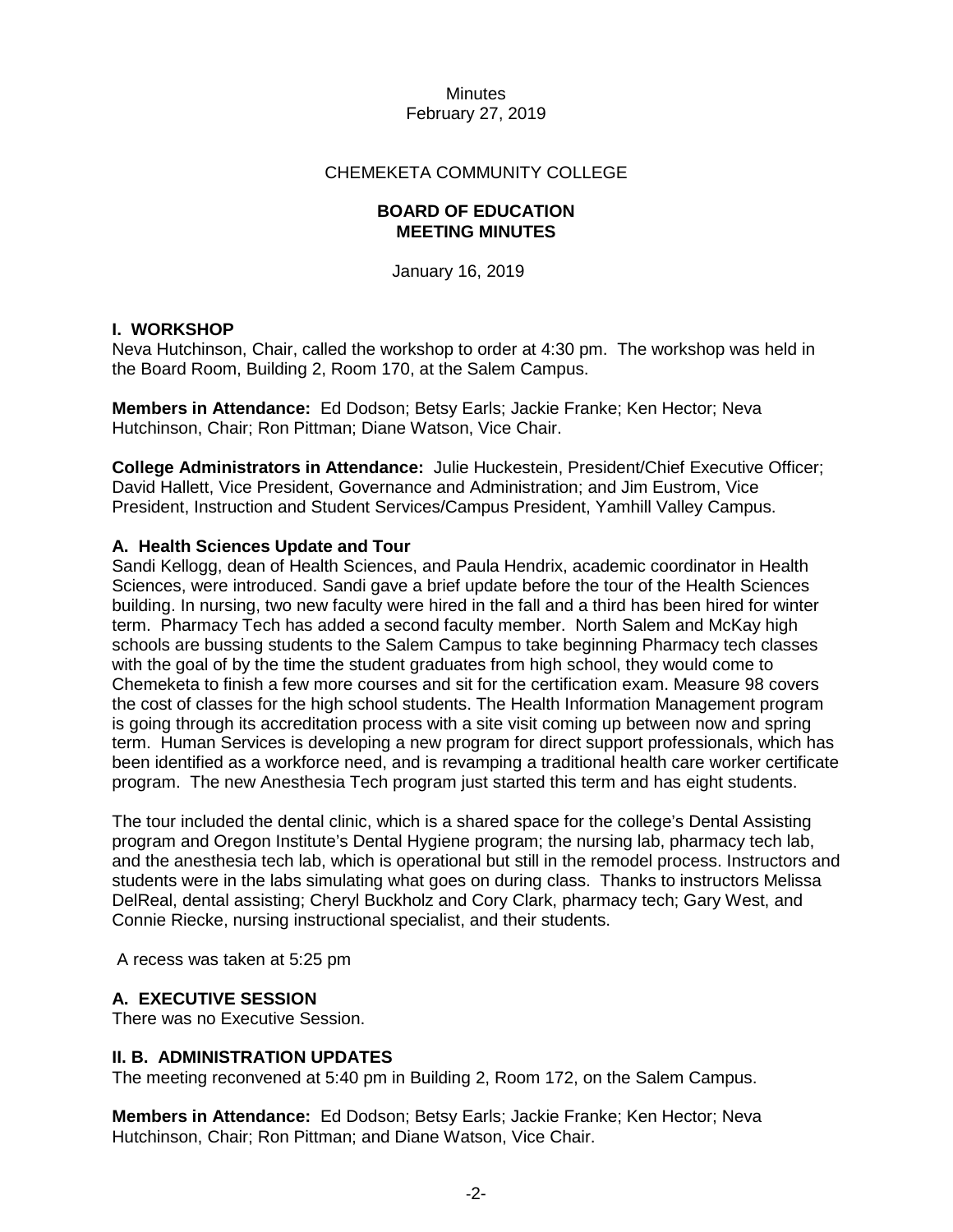Minutes
February 27, 2019

CHEMEKETA COMMUNITY COLLEGE

**BOARD OF EDUCATION**
**MEETING MINUTES**

January 16, 2019

**I. WORKSHOP**

Neva Hutchinson, Chair, called the workshop to order at 4:30 pm. The workshop was held in the Board Room, Building 2, Room 170, at the Salem Campus.

**Members in Attendance:** Ed Dodson; Betsy Earls; Jackie Franke; Ken Hector; Neva Hutchinson, Chair; Ron Pittman; Diane Watson, Vice Chair.

**College Administrators in Attendance:** Julie Huckestein, President/Chief Executive Officer; David Hallett, Vice President, Governance and Administration; and Jim Eustrom, Vice President, Instruction and Student Services/Campus President, Yamhill Valley Campus.

**A. Health Sciences Update and Tour**

Sandi Kellogg, dean of Health Sciences, and Paula Hendrix, academic coordinator in Health Sciences, were introduced. Sandi gave a brief update before the tour of the Health Sciences building. In nursing, two new faculty were hired in the fall and a third has been hired for winter term. Pharmacy Tech has added a second faculty member. North Salem and McKay high schools are bussing students to the Salem Campus to take beginning Pharmacy tech classes with the goal of by the time the student graduates from high school, they would come to Chemeketa to finish a few more courses and sit for the certification exam. Measure 98 covers the cost of classes for the high school students. The Health Information Management program is going through its accreditation process with a site visit coming up between now and spring term. Human Services is developing a new program for direct support professionals, which has been identified as a workforce need, and is revamping a traditional health care worker certificate program. The new Anesthesia Tech program just started this term and has eight students.

The tour included the dental clinic, which is a shared space for the college's Dental Assisting program and Oregon Institute's Dental Hygiene program; the nursing lab, pharmacy tech lab, and the anesthesia tech lab, which is operational but still in the remodel process. Instructors and students were in the labs simulating what goes on during class. Thanks to instructors Melissa DelReal, dental assisting; Cheryl Buckholz and Cory Clark, pharmacy tech; Gary West, and Connie Riecke, nursing instructional specialist, and their students.

A recess was taken at 5:25 pm

**A. EXECUTIVE SESSION**

There was no Executive Session.

**II. B. ADMINISTRATION UPDATES**

The meeting reconvened at 5:40 pm in Building 2, Room 172, on the Salem Campus.

**Members in Attendance:** Ed Dodson; Betsy Earls; Jackie Franke; Ken Hector; Neva Hutchinson, Chair; Ron Pittman; and Diane Watson, Vice Chair.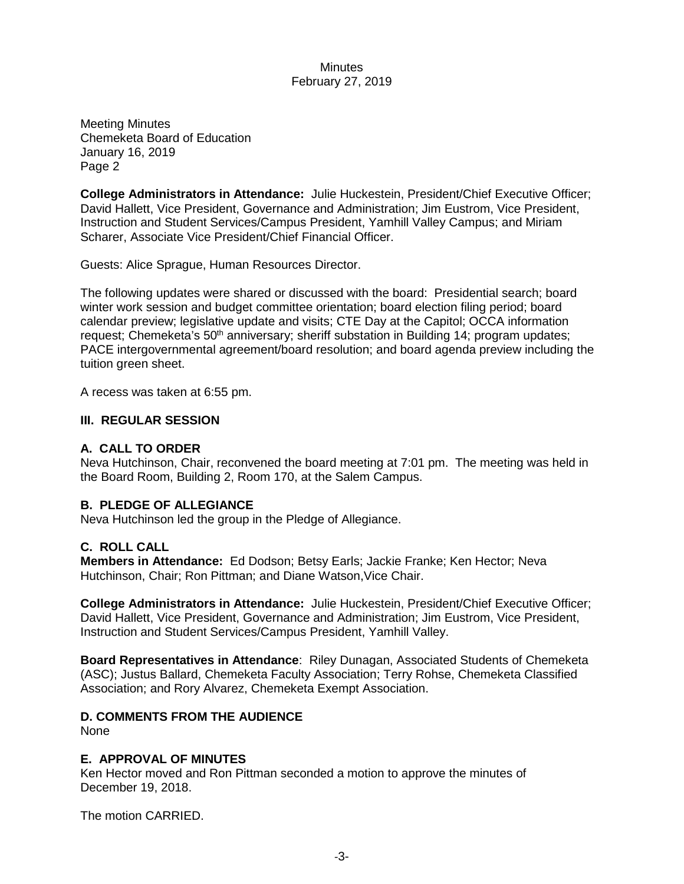Meeting Minutes
Chemeketa Board of Education
January 16, 2019
Page 2

**College Administrators in Attendance:** Julie Huckestein, President/Chief Executive Officer; David Hallett, Vice President, Governance and Administration; Jim Eustrom, Vice President, Instruction and Student Services/Campus President, Yamhill Valley Campus; and Miriam Scharer, Associate Vice President/Chief Financial Officer.

Guests: Alice Sprague, Human Resources Director.

The following updates were shared or discussed with the board: Presidential search; board winter work session and budget committee orientation; board election filing period; board calendar preview; legislative update and visits; CTE Day at the Capitol; OCCA information request; Chemeketa's 50th anniversary; sheriff substation in Building 14; program updates; PACE intergovernmental agreement/board resolution; and board agenda preview including the tuition green sheet.

A recess was taken at 6:55 pm.

## III. REGULAR SESSION

### A. CALL TO ORDER

Neva Hutchinson, Chair, reconvened the board meeting at 7:01 pm. The meeting was held in the Board Room, Building 2, Room 170, at the Salem Campus.

### B. PLEDGE OF ALLEGIANCE

Neva Hutchinson led the group in the Pledge of Allegiance.

### C. ROLL CALL

**Members in Attendance:** Ed Dodson; Betsy Earls; Jackie Franke; Ken Hector; Neva Hutchinson, Chair; Ron Pittman; and Diane Watson,Vice Chair.

**College Administrators in Attendance:** Julie Huckestein, President/Chief Executive Officer; David Hallett, Vice President, Governance and Administration; Jim Eustrom, Vice President, Instruction and Student Services/Campus President, Yamhill Valley.

**Board Representatives in Attendance**: Riley Dunagan, Associated Students of Chemeketa (ASC); Justus Ballard, Chemeketa Faculty Association; Terry Rohse, Chemeketa Classified Association; and Rory Alvarez, Chemeketa Exempt Association.

### D. COMMENTS FROM THE AUDIENCE

None

### E. APPROVAL OF MINUTES

Ken Hector moved and Ron Pittman seconded a motion to approve the minutes of December 19, 2018.

The motion CARRIED.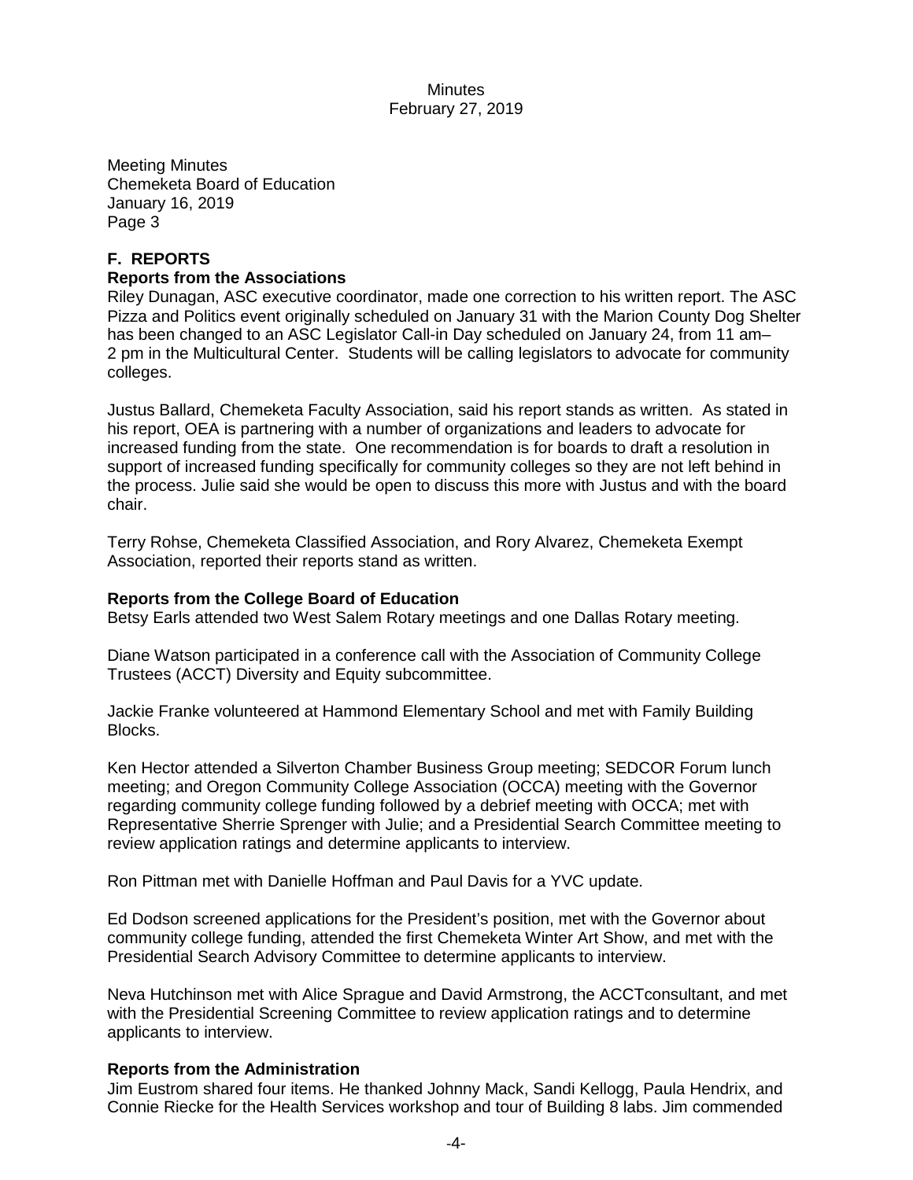Meeting Minutes
Chemeketa Board of Education
January 16, 2019
Page 3

## F. REPORTS

### Reports from the Associations

Riley Dunagan, ASC executive coordinator, made one correction to his written report. The ASC Pizza and Politics event originally scheduled on January 31 with the Marion County Dog Shelter has been changed to an ASC Legislator Call-in Day scheduled on January 24, from 11 am–2 pm in the Multicultural Center. Students will be calling legislators to advocate for community colleges.

Justus Ballard, Chemeketa Faculty Association, said his report stands as written. As stated in his report, OEA is partnering with a number of organizations and leaders to advocate for increased funding from the state. One recommendation is for boards to draft a resolution in support of increased funding specifically for community colleges so they are not left behind in the process. Julie said she would be open to discuss this more with Justus and with the board chair.

Terry Rohse, Chemeketa Classified Association, and Rory Alvarez, Chemeketa Exempt Association, reported their reports stand as written.

### Reports from the College Board of Education

Betsy Earls attended two West Salem Rotary meetings and one Dallas Rotary meeting.

Diane Watson participated in a conference call with the Association of Community College Trustees (ACCT) Diversity and Equity subcommittee.

Jackie Franke volunteered at Hammond Elementary School and met with Family Building Blocks.

Ken Hector attended a Silverton Chamber Business Group meeting; SEDCOR Forum lunch meeting; and Oregon Community College Association (OCCA) meeting with the Governor regarding community college funding followed by a debrief meeting with OCCA; met with Representative Sherrie Sprenger with Julie; and a Presidential Search Committee meeting to review application ratings and determine applicants to interview.

Ron Pittman met with Danielle Hoffman and Paul Davis for a YVC update.

Ed Dodson screened applications for the President's position, met with the Governor about community college funding, attended the first Chemeketa Winter Art Show, and met with the Presidential Search Advisory Committee to determine applicants to interview.

Neva Hutchinson met with Alice Sprague and David Armstrong, the ACCTconsultant, and met with the Presidential Screening Committee to review application ratings and to determine applicants to interview.

### Reports from the Administration

Jim Eustrom shared four items. He thanked Johnny Mack, Sandi Kellogg, Paula Hendrix, and Connie Riecke for the Health Services workshop and tour of Building 8 labs. Jim commended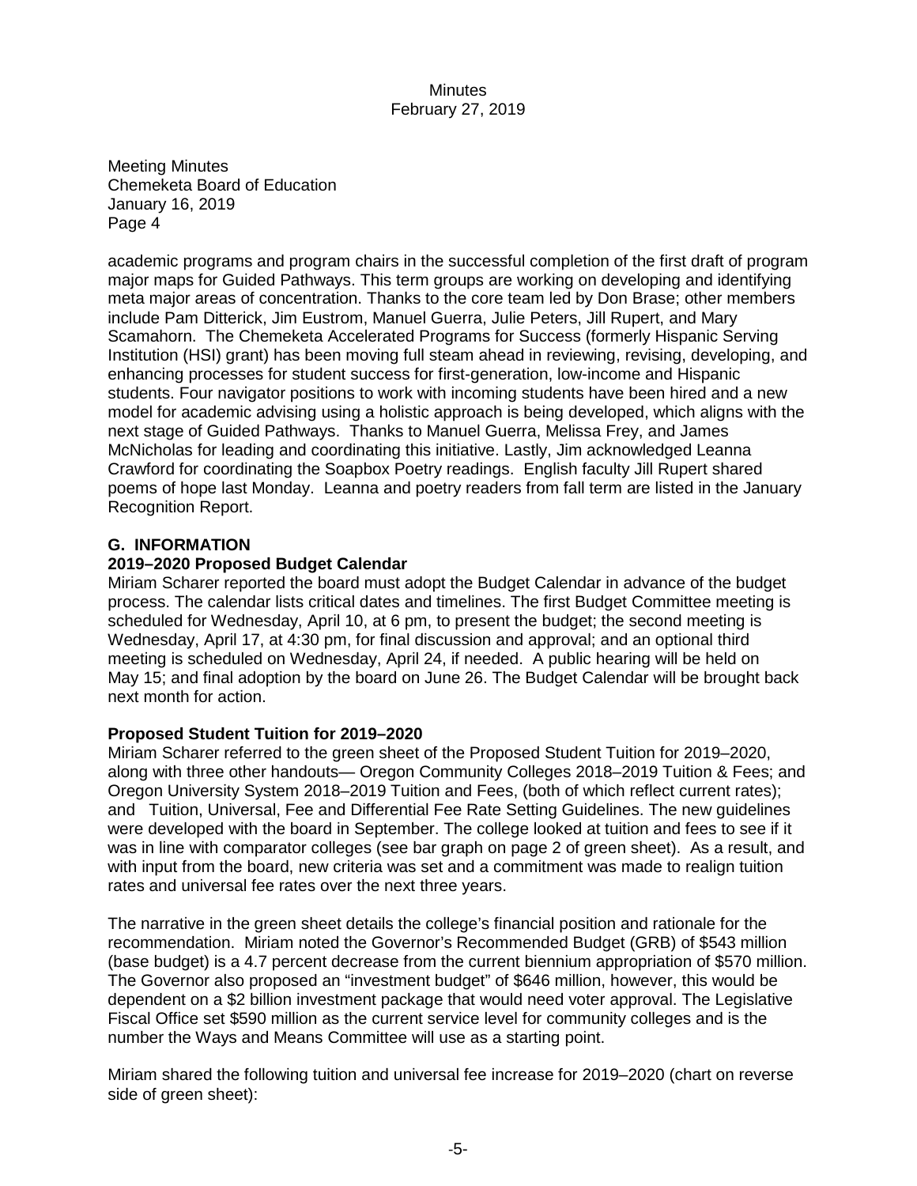academic programs and program chairs in the successful completion of the first draft of program major maps for Guided Pathways. This term groups are working on developing and identifying meta major areas of concentration. Thanks to the core team led by Don Brase; other members include Pam Ditterick, Jim Eustrom, Manuel Guerra, Julie Peters, Jill Rupert, and Mary Scamahorn. The Chemeketa Accelerated Programs for Success (formerly Hispanic Serving Institution (HSI) grant) has been moving full steam ahead in reviewing, revising, developing, and enhancing processes for student success for first-generation, low-income and Hispanic students. Four navigator positions to work with incoming students have been hired and a new model for academic advising using a holistic approach is being developed, which aligns with the next stage of Guided Pathways. Thanks to Manuel Guerra, Melissa Frey, and James McNicholas for leading and coordinating this initiative. Lastly, Jim acknowledged Leanna Crawford for coordinating the Soapbox Poetry readings. English faculty Jill Rupert shared poems of hope last Monday. Leanna and poetry readers from fall term are listed in the January Recognition Report.

## G. INFORMATION

### 2019–2020 Proposed Budget Calendar

Miriam Scharer reported the board must adopt the Budget Calendar in advance of the budget process. The calendar lists critical dates and timelines. The first Budget Committee meeting is scheduled for Wednesday, April 10, at 6 pm, to present the budget; the second meeting is Wednesday, April 17, at 4:30 pm, for final discussion and approval; and an optional third meeting is scheduled on Wednesday, April 24, if needed. A public hearing will be held on May 15; and final adoption by the board on June 26. The Budget Calendar will be brought back next month for action.

### Proposed Student Tuition for 2019–2020

Miriam Scharer referred to the green sheet of the Proposed Student Tuition for 2019–2020, along with three other handouts— Oregon Community Colleges 2018–2019 Tuition & Fees; and Oregon University System 2018–2019 Tuition and Fees, (both of which reflect current rates); and Tuition, Universal, Fee and Differential Fee Rate Setting Guidelines. The new guidelines were developed with the board in September. The college looked at tuition and fees to see if it was in line with comparator colleges (see bar graph on page 2 of green sheet). As a result, and with input from the board, new criteria was set and a commitment was made to realign tuition rates and universal fee rates over the next three years.

The narrative in the green sheet details the college's financial position and rationale for the recommendation. Miriam noted the Governor's Recommended Budget (GRB) of $543 million (base budget) is a 4.7 percent decrease from the current biennium appropriation of $570 million. The Governor also proposed an "investment budget" of $646 million, however, this would be dependent on a $2 billion investment package that would need voter approval. The Legislative Fiscal Office set $590 million as the current service level for community colleges and is the number the Ways and Means Committee will use as a starting point.

Miriam shared the following tuition and universal fee increase for 2019–2020 (chart on reverse side of green sheet):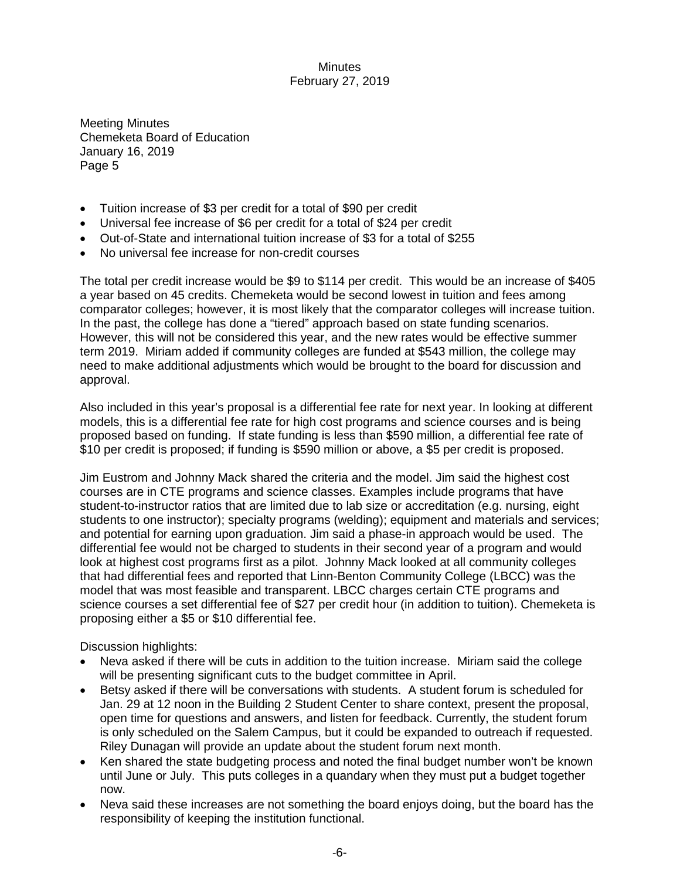- Tuition increase of $3 per credit for a total of $90 per credit
- Universal fee increase of $6 per credit for a total of $24 per credit
- Out-of-State and international tuition increase of $3 for a total of $255
- No universal fee increase for non-credit courses

The total per credit increase would be $9 to $114 per credit. This would be an increase of $405 a year based on 45 credits. Chemeketa would be second lowest in tuition and fees among comparator colleges; however, it is most likely that the comparator colleges will increase tuition. In the past, the college has done a "tiered" approach based on state funding scenarios. However, this will not be considered this year, and the new rates would be effective summer term 2019. Miriam added if community colleges are funded at $543 million, the college may need to make additional adjustments which would be brought to the board for discussion and approval.

Also included in this year's proposal is a differential fee rate for next year. In looking at different models, this is a differential fee rate for high cost programs and science courses and is being proposed based on funding. If state funding is less than $590 million, a differential fee rate of $10 per credit is proposed; if funding is $590 million or above, a $5 per credit is proposed.

Jim Eustrom and Johnny Mack shared the criteria and the model. Jim said the highest cost courses are in CTE programs and science classes. Examples include programs that have student-to-instructor ratios that are limited due to lab size or accreditation (e.g. nursing, eight students to one instructor); specialty programs (welding); equipment and materials and services; and potential for earning upon graduation. Jim said a phase-in approach would be used. The differential fee would not be charged to students in their second year of a program and would look at highest cost programs first as a pilot. Johnny Mack looked at all community colleges that had differential fees and reported that Linn-Benton Community College (LBCC) was the model that was most feasible and transparent. LBCC charges certain CTE programs and science courses a set differential fee of $27 per credit hour (in addition to tuition). Chemeketa is proposing either a $5 or $10 differential fee.

Discussion highlights:

- Neva asked if there will be cuts in addition to the tuition increase. Miriam said the college will be presenting significant cuts to the budget committee in April.
- Betsy asked if there will be conversations with students. A student forum is scheduled for Jan. 29 at 12 noon in the Building 2 Student Center to share context, present the proposal, open time for questions and answers, and listen for feedback. Currently, the student forum is only scheduled on the Salem Campus, but it could be expanded to outreach if requested. Riley Dunagan will provide an update about the student forum next month.
- Ken shared the state budgeting process and noted the final budget number won't be known until June or July. This puts colleges in a quandary when they must put a budget together now.
- Neva said these increases are not something the board enjoys doing, but the board has the responsibility of keeping the institution functional.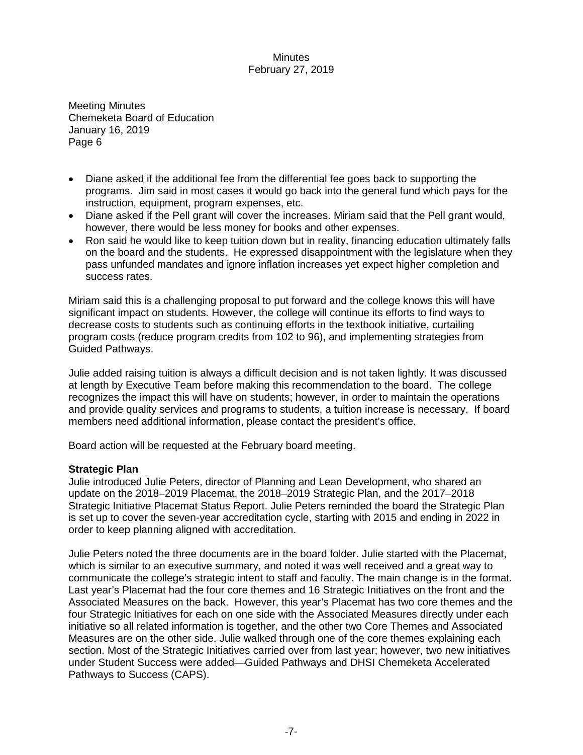- Diane asked if the additional fee from the differential fee goes back to supporting the programs. Jim said in most cases it would go back into the general fund which pays for the instruction, equipment, program expenses, etc.
- Diane asked if the Pell grant will cover the increases. Miriam said that the Pell grant would, however, there would be less money for books and other expenses.
- Ron said he would like to keep tuition down but in reality, financing education ultimately falls on the board and the students. He expressed disappointment with the legislature when they pass unfunded mandates and ignore inflation increases yet expect higher completion and success rates.

Miriam said this is a challenging proposal to put forward and the college knows this will have significant impact on students. However, the college will continue its efforts to find ways to decrease costs to students such as continuing efforts in the textbook initiative, curtailing program costs (reduce program credits from 102 to 96), and implementing strategies from Guided Pathways.

Julie added raising tuition is always a difficult decision and is not taken lightly. It was discussed at length by Executive Team before making this recommendation to the board. The college recognizes the impact this will have on students; however, in order to maintain the operations and provide quality services and programs to students, a tuition increase is necessary. If board members need additional information, please contact the president's office.

Board action will be requested at the February board meeting.

**Strategic Plan**
Julie introduced Julie Peters, director of Planning and Lean Development, who shared an update on the 2018–2019 Placemat, the 2018–2019 Strategic Plan, and the 2017–2018 Strategic Initiative Placemat Status Report. Julie Peters reminded the board the Strategic Plan is set up to cover the seven-year accreditation cycle, starting with 2015 and ending in 2022 in order to keep planning aligned with accreditation.

Julie Peters noted the three documents are in the board folder. Julie started with the Placemat, which is similar to an executive summary, and noted it was well received and a great way to communicate the college's strategic intent to staff and faculty. The main change is in the format. Last year's Placemat had the four core themes and 16 Strategic Initiatives on the front and the Associated Measures on the back. However, this year's Placemat has two core themes and the four Strategic Initiatives for each on one side with the Associated Measures directly under each initiative so all related information is together, and the other two Core Themes and Associated Measures are on the other side. Julie walked through one of the core themes explaining each section. Most of the Strategic Initiatives carried over from last year; however, two new initiatives under Student Success were added—Guided Pathways and DHSI Chemeketa Accelerated Pathways to Success (CAPS).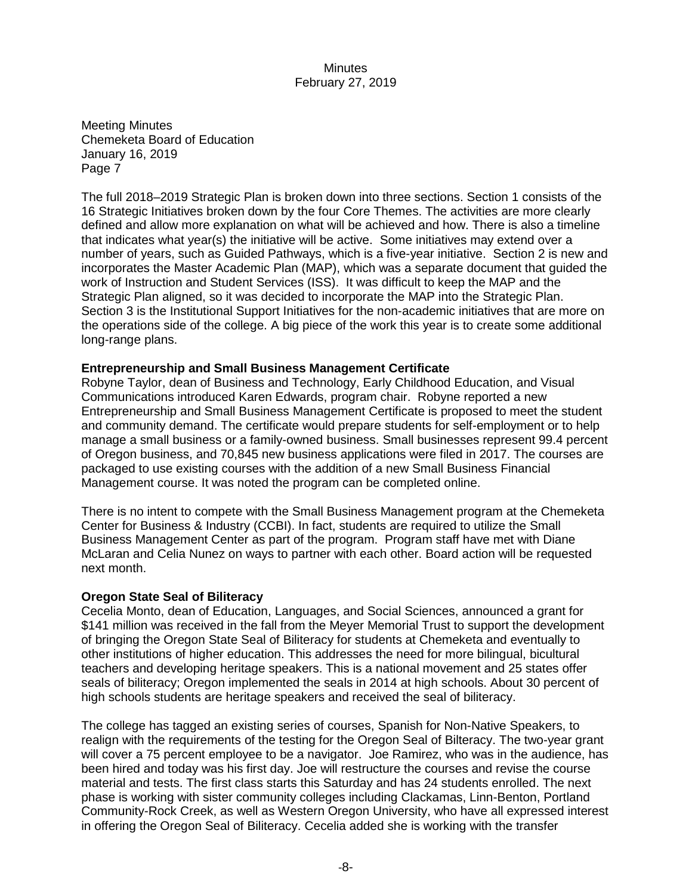The full 2018–2019 Strategic Plan is broken down into three sections. Section 1 consists of the 16 Strategic Initiatives broken down by the four Core Themes. The activities are more clearly defined and allow more explanation on what will be achieved and how. There is also a timeline that indicates what year(s) the initiative will be active. Some initiatives may extend over a number of years, such as Guided Pathways, which is a five-year initiative. Section 2 is new and incorporates the Master Academic Plan (MAP), which was a separate document that guided the work of Instruction and Student Services (ISS). It was difficult to keep the MAP and the Strategic Plan aligned, so it was decided to incorporate the MAP into the Strategic Plan. Section 3 is the Institutional Support Initiatives for the non-academic initiatives that are more on the operations side of the college. A big piece of the work this year is to create some additional long-range plans.

**Entrepreneurship and Small Business Management Certificate**

Robyne Taylor, dean of Business and Technology, Early Childhood Education, and Visual Communications introduced Karen Edwards, program chair. Robyne reported a new Entrepreneurship and Small Business Management Certificate is proposed to meet the student and community demand. The certificate would prepare students for self-employment or to help manage a small business or a family-owned business. Small businesses represent 99.4 percent of Oregon business, and 70,845 new business applications were filed in 2017. The courses are packaged to use existing courses with the addition of a new Small Business Financial Management course. It was noted the program can be completed online.

There is no intent to compete with the Small Business Management program at the Chemeketa Center for Business & Industry (CCBI). In fact, students are required to utilize the Small Business Management Center as part of the program. Program staff have met with Diane McLaran and Celia Nunez on ways to partner with each other. Board action will be requested next month.

**Oregon State Seal of Biliteracy**

Cecelia Monto, dean of Education, Languages, and Social Sciences, announced a grant for $141 million was received in the fall from the Meyer Memorial Trust to support the development of bringing the Oregon State Seal of Biliteracy for students at Chemeketa and eventually to other institutions of higher education. This addresses the need for more bilingual, bicultural teachers and developing heritage speakers. This is a national movement and 25 states offer seals of biliteracy; Oregon implemented the seals in 2014 at high schools. About 30 percent of high schools students are heritage speakers and received the seal of biliteracy.

The college has tagged an existing series of courses, Spanish for Non-Native Speakers, to realign with the requirements of the testing for the Oregon Seal of Bilteracy. The two-year grant will cover a 75 percent employee to be a navigator. Joe Ramirez, who was in the audience, has been hired and today was his first day. Joe will restructure the courses and revise the course material and tests. The first class starts this Saturday and has 24 students enrolled. The next phase is working with sister community colleges including Clackamas, Linn-Benton, Portland Community-Rock Creek, as well as Western Oregon University, who have all expressed interest in offering the Oregon Seal of Biliteracy. Cecelia added she is working with the transfer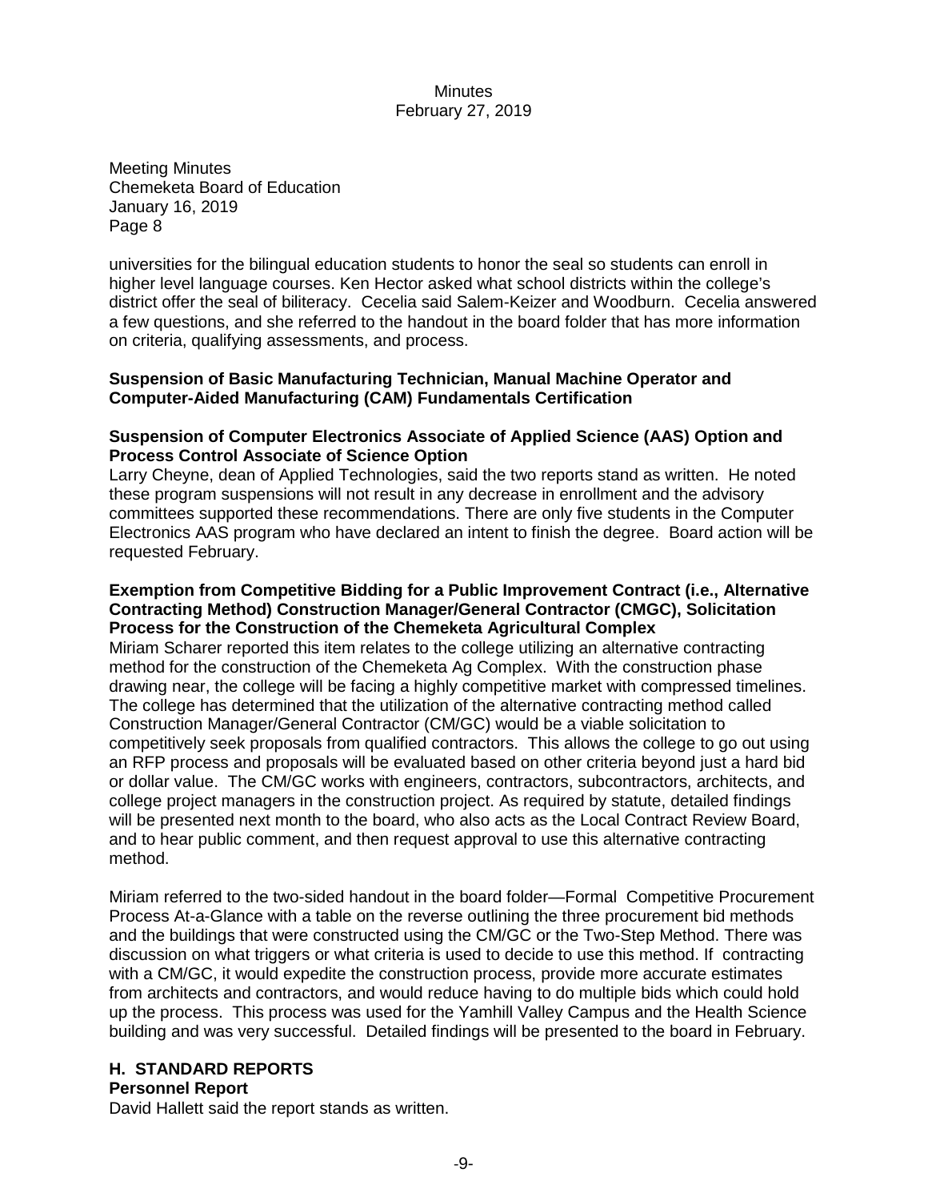universities for the bilingual education students to honor the seal so students can enroll in higher level language courses. Ken Hector asked what school districts within the college's district offer the seal of biliteracy. Cecelia said Salem-Keizer and Woodburn. Cecelia answered a few questions, and she referred to the handout in the board folder that has more information on criteria, qualifying assessments, and process.

**Suspension of Basic Manufacturing Technician, Manual Machine Operator and Computer-Aided Manufacturing (CAM) Fundamentals Certification**

**Suspension of Computer Electronics Associate of Applied Science (AAS) Option and Process Control Associate of Science Option**

Larry Cheyne, dean of Applied Technologies, said the two reports stand as written. He noted these program suspensions will not result in any decrease in enrollment and the advisory committees supported these recommendations. There are only five students in the Computer Electronics AAS program who have declared an intent to finish the degree. Board action will be requested February.

**Exemption from Competitive Bidding for a Public Improvement Contract (i.e., Alternative Contracting Method) Construction Manager/General Contractor (CMGC), Solicitation Process for the Construction of the Chemeketa Agricultural Complex**

Miriam Scharer reported this item relates to the college utilizing an alternative contracting method for the construction of the Chemeketa Ag Complex. With the construction phase drawing near, the college will be facing a highly competitive market with compressed timelines. The college has determined that the utilization of the alternative contracting method called Construction Manager/General Contractor (CM/GC) would be a viable solicitation to competitively seek proposals from qualified contractors. This allows the college to go out using an RFP process and proposals will be evaluated based on other criteria beyond just a hard bid or dollar value. The CM/GC works with engineers, contractors, subcontractors, architects, and college project managers in the construction project. As required by statute, detailed findings will be presented next month to the board, who also acts as the Local Contract Review Board, and to hear public comment, and then request approval to use this alternative contracting method.

Miriam referred to the two-sided handout in the board folder—Formal Competitive Procurement Process At-a-Glance with a table on the reverse outlining the three procurement bid methods and the buildings that were constructed using the CM/GC or the Two-Step Method. There was discussion on what triggers or what criteria is used to decide to use this method. If contracting with a CM/GC, it would expedite the construction process, provide more accurate estimates from architects and contractors, and would reduce having to do multiple bids which could hold up the process. This process was used for the Yamhill Valley Campus and the Health Science building and was very successful. Detailed findings will be presented to the board in February.

## H. STANDARD REPORTS

**Personnel Report**

David Hallett said the report stands as written.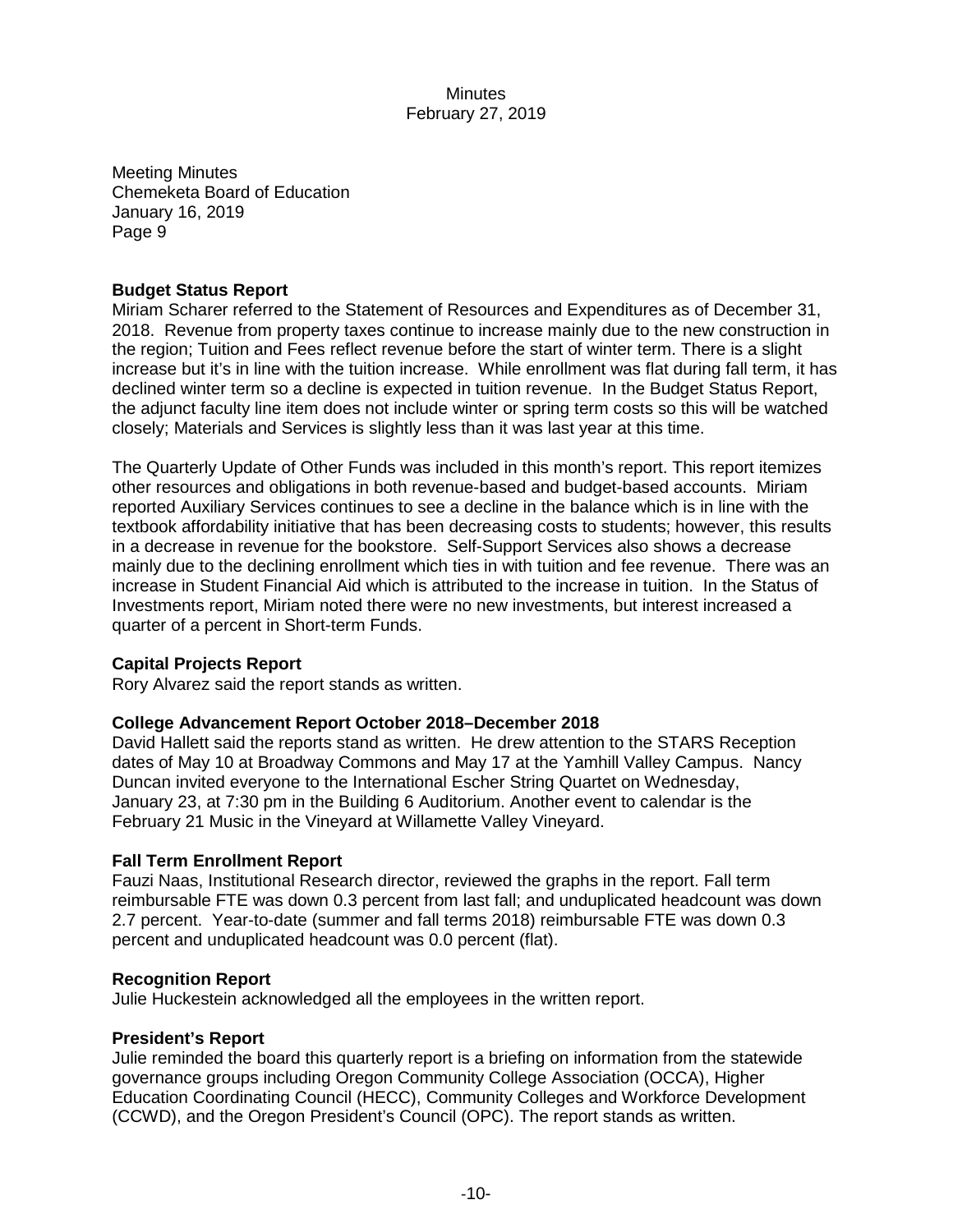Meeting Minutes
Chemeketa Board of Education
January 16, 2019
Page 9

**Budget Status Report**
Miriam Scharer referred to the Statement of Resources and Expenditures as of December 31, 2018. Revenue from property taxes continue to increase mainly due to the new construction in the region; Tuition and Fees reflect revenue before the start of winter term. There is a slight increase but it's in line with the tuition increase. While enrollment was flat during fall term, it has declined winter term so a decline is expected in tuition revenue. In the Budget Status Report, the adjunct faculty line item does not include winter or spring term costs so this will be watched closely; Materials and Services is slightly less than it was last year at this time.

The Quarterly Update of Other Funds was included in this month's report. This report itemizes other resources and obligations in both revenue-based and budget-based accounts. Miriam reported Auxiliary Services continues to see a decline in the balance which is in line with the textbook affordability initiative that has been decreasing costs to students; however, this results in a decrease in revenue for the bookstore. Self-Support Services also shows a decrease mainly due to the declining enrollment which ties in with tuition and fee revenue. There was an increase in Student Financial Aid which is attributed to the increase in tuition. In the Status of Investments report, Miriam noted there were no new investments, but interest increased a quarter of a percent in Short-term Funds.

**Capital Projects Report**
Rory Alvarez said the report stands as written.

**College Advancement Report October 2018–December 2018**
David Hallett said the reports stand as written. He drew attention to the STARS Reception dates of May 10 at Broadway Commons and May 17 at the Yamhill Valley Campus. Nancy Duncan invited everyone to the International Escher String Quartet on Wednesday, January 23, at 7:30 pm in the Building 6 Auditorium. Another event to calendar is the February 21 Music in the Vineyard at Willamette Valley Vineyard.

**Fall Term Enrollment Report**
Fauzi Naas, Institutional Research director, reviewed the graphs in the report. Fall term reimbursable FTE was down 0.3 percent from last fall; and unduplicated headcount was down 2.7 percent. Year-to-date (summer and fall terms 2018) reimbursable FTE was down 0.3 percent and unduplicated headcount was 0.0 percent (flat).

**Recognition Report**
Julie Huckestein acknowledged all the employees in the written report.

**President's Report**
Julie reminded the board this quarterly report is a briefing on information from the statewide governance groups including Oregon Community College Association (OCCA), Higher Education Coordinating Council (HECC), Community Colleges and Workforce Development (CCWD), and the Oregon President's Council (OPC). The report stands as written.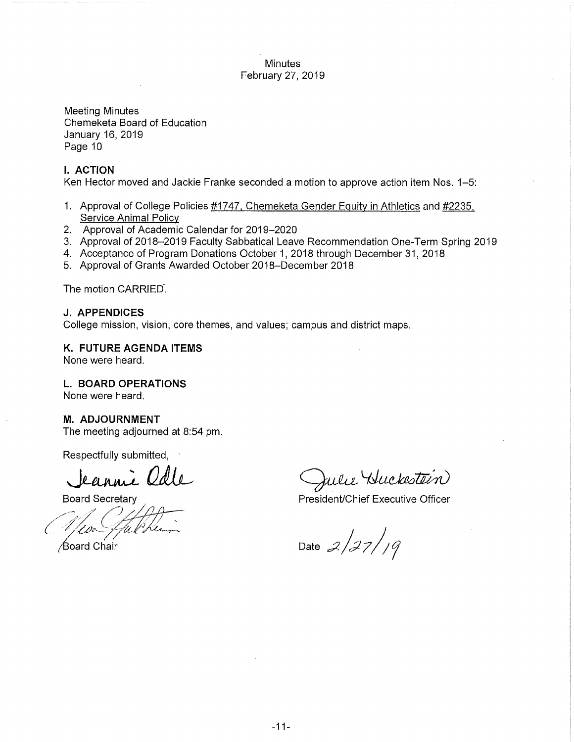Minutes
February 27, 2019

Meeting Minutes
Chemeketa Board of Education
January 16, 2019
Page 10

**I. ACTION**

Ken Hector moved and Jackie Franke seconded a motion to approve action item Nos. 1–5:

1. Approval of College Policies #1747, Chemeketa Gender Equity in Athletics and #2235, Service Animal Policy
2. Approval of Academic Calendar for 2019–2020
3. Approval of 2018–2019 Faculty Sabbatical Leave Recommendation One-Term Spring 2019
4. Acceptance of Program Donations October 1, 2018 through December 31, 2018
5. Approval of Grants Awarded October 2018–December 2018

The motion CARRIED.

**J. APPENDICES**

College mission, vision, core themes, and values; campus and district maps.

**K. FUTURE AGENDA ITEMS**

None were heard.

**L. BOARD OPERATIONS**

None were heard.

**M. ADJOURNMENT**

The meeting adjourned at 8:54 pm.

Respectfully submitted,

Jeannie Odle
Board Secretary

Board Chair

Julie Huckestein
President/Chief Executive Officer

Date 2/27/19